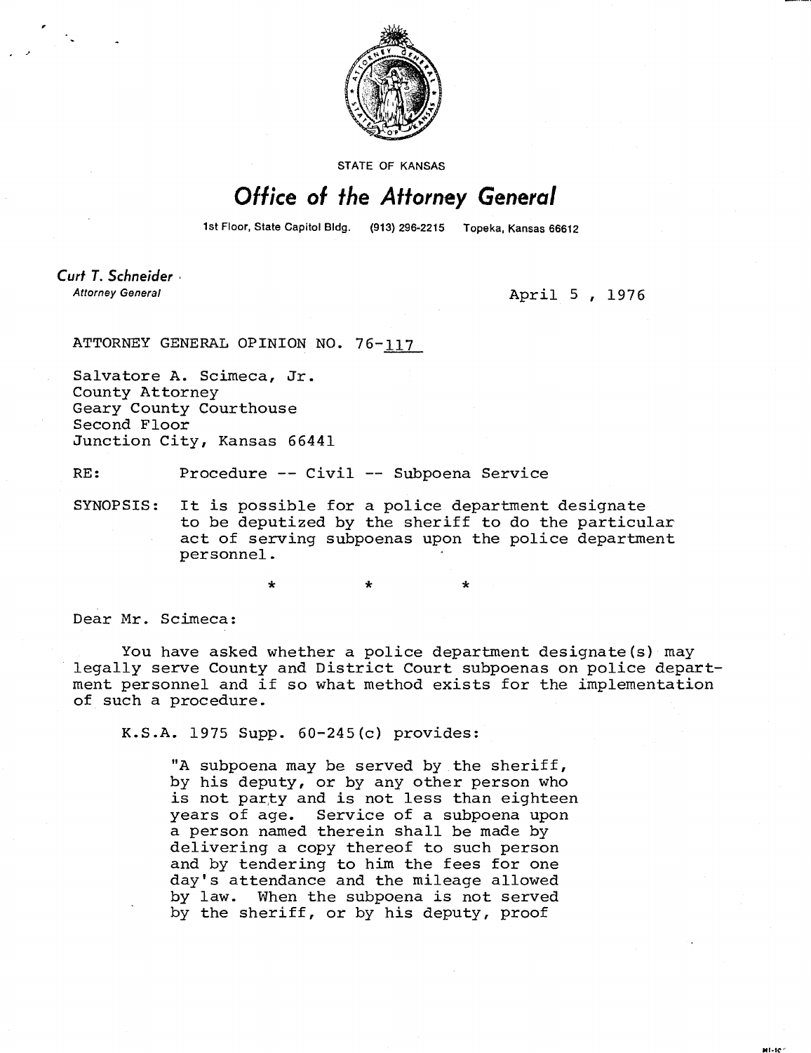STATE OF KANSAS

# Office of the Attorney General

1st Floor, State Capitol Bldg. (913) 296-2215 Topeka, Kansas 66612

*Curt T. Schneider*
*Attorney General*

April 5 , 1976

ATTORNEY GENERAL OPINION NO. 76-117

Salvatore A. Scimeca, Jr.
County Attorney
Geary County Courthouse
Second Floor
Junction City, Kansas 66441

RE: Procedure -- Civil -- Subpoena Service

SYNOPSIS: It is possible for a police department designate to be deputized by the sheriff to do the particular act of serving subpoenas upon the police department personnel.

\* \* \*

Dear Mr. Scimeca:

You have asked whether a police department designate(s) may legally serve County and District Court subpoenas on police department personnel and if so what method exists for the implementation of such a procedure.

K.S.A. 1975 Supp. 60-245(c) provides:

> "A subpoena may be served by the sheriff, by his deputy, or by any other person who is not party and is not less than eighteen years of age. Service of a subpoena upon a person named therein shall be made by delivering a copy thereof to such person and by tendering to him the fees for one day's attendance and the mileage allowed by law. When the subpoena is not served by the sheriff, or by his deputy, proof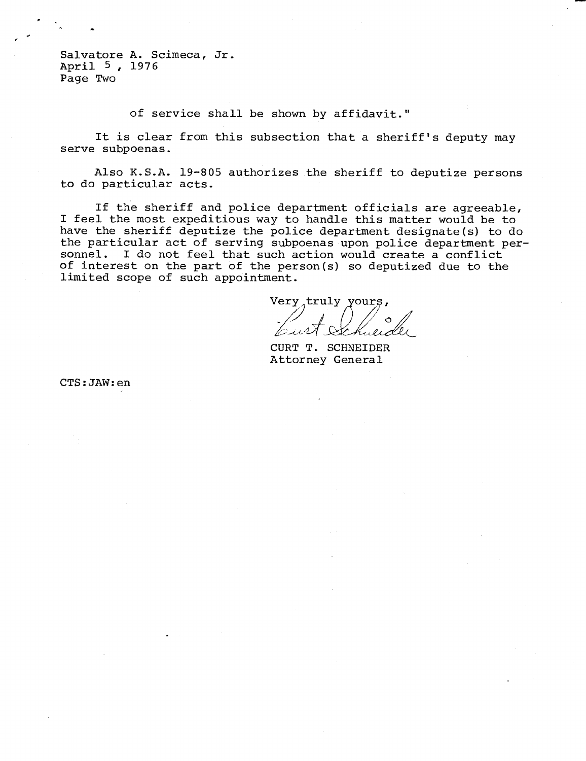Salvatore A. Scimeca, Jr.
April 5 , 1976
Page Two

of service shall be shown by affidavit."

It is clear from this subsection that a sheriff's deputy may serve subpoenas.

Also K.S.A. 19-805 authorizes the sheriff to deputize persons to do particular acts.

If the sheriff and police department officials are agreeable, I feel the most expeditious way to handle this matter would be to have the sheriff deputize the police department designate(s) to do the particular act of serving subpoenas upon police department personnel. I do not feel that such action would create a conflict of interest on the part of the person(s) so deputized due to the limited scope of such appointment.

Very truly yours,

Curt Schneider

CURT T. SCHNEIDER
Attorney General

CTS:JAW:en